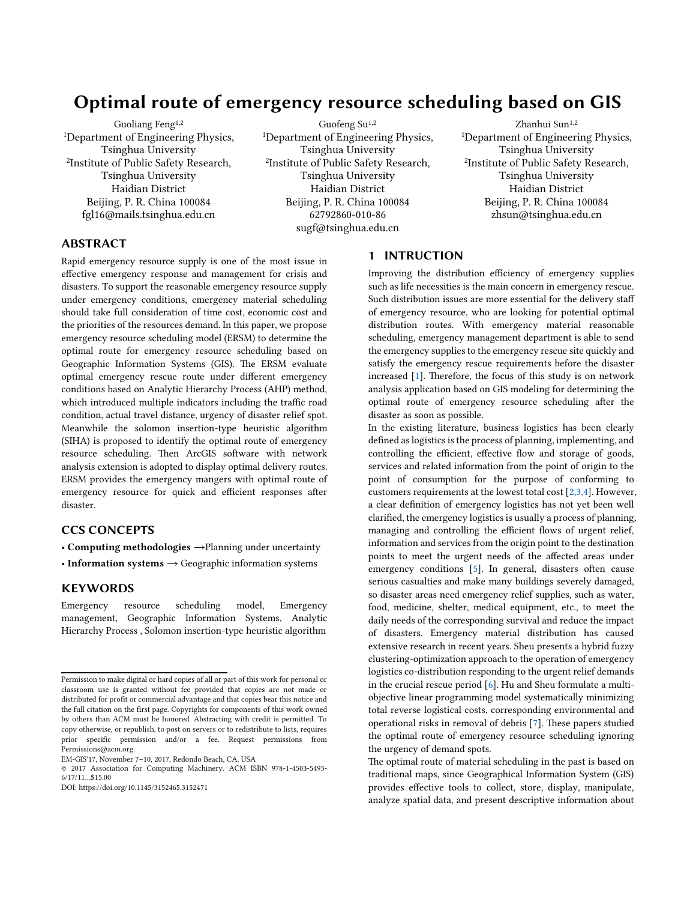# Optimal route of emergency resource scheduling based on GIS

Guoliang Feng[1,2]
[1]Department of Engineering Physics, Tsinghua University
[2]Institute of Public Safety Research, Tsinghua University
Haidian District
Beijing, P. R. China 100084
fgl16@mails.tsinghua.edu.cn

Guofeng Su[1,2]
[1]Department of Engineering Physics, Tsinghua University
[2]Institute of Public Safety Research, Tsinghua University
Haidian District
Beijing, P. R. China 100084
62792860-010-86
sugf@tsinghua.edu.cn

Zhanhui Sun[1,2]
[1]Department of Engineering Physics, Tsinghua University
[2]Institute of Public Safety Research, Tsinghua University
Haidian District
Beijing, P. R. China 100084
zhsun@tsinghua.edu.cn

## ABSTRACT

Rapid emergency resource supply is one of the most issue in effective emergency response and management for crisis and disasters. To support the reasonable emergency resource supply under emergency conditions, emergency material scheduling should take full consideration of time cost, economic cost and the priorities of the resources demand. In this paper, we propose emergency resource scheduling model (ERSM) to determine the optimal route for emergency resource scheduling based on Geographic Information Systems (GIS). The ERSM evaluate optimal emergency rescue route under different emergency conditions based on Analytic Hierarchy Process (AHP) method, which introduced multiple indicators including the traffic road condition, actual travel distance, urgency of disaster relief spot. Meanwhile the solomon insertion-type heuristic algorithm (SIHA) is proposed to identify the optimal route of emergency resource scheduling. Then ArcGIS software with network analysis extension is adopted to display optimal delivery routes. ERSM provides the emergency mangers with optimal route of emergency resource for quick and efficient responses after disaster.

## CCS CONCEPTS

- **Computing methodologies** →Planning under uncertainty
- **Information systems** → Geographic information systems

## KEYWORDS

Emergency resource scheduling model, Emergency management, Geographic Information Systems, Analytic Hierarchy Process , Solomon insertion-type heuristic algorithm

Permission to make digital or hard copies of all or part of this work for personal or classroom use is granted without fee provided that copies are not made or distributed for profit or commercial advantage and that copies bear this notice and the full citation on the first page. Copyrights for components of this work owned by others than ACM must be honored. Abstracting with credit is permitted. To copy otherwise, or republish, to post on servers or to redistribute to lists, requires prior specific permission and/or a fee. Request permissions from Permissions@acm.org.
EM-GIS'17, November 7–10, 2017, Redondo Beach, CA, USA
© 2017 Association for Computing Machinery. ACM ISBN 978-1-4503-5493-6/17/11…$15.00
DOI: https://doi.org/10.1145/3152465.3152471

## 1 INTRUCTION

Improving the distribution efficiency of emergency supplies such as life necessities is the main concern in emergency rescue. Such distribution issues are more essential for the delivery staff of emergency resource, who are looking for potential optimal distribution routes. With emergency material reasonable scheduling, emergency management department is able to send the emergency supplies to the emergency rescue site quickly and satisfy the emergency rescue requirements before the disaster increased [1]. Therefore, the focus of this study is on network analysis application based on GIS modeling for determining the optimal route of emergency resource scheduling after the disaster as soon as possible.

In the existing literature, business logistics has been clearly defined as logistics is the process of planning, implementing, and controlling the efficient, effective flow and storage of goods, services and related information from the point of origin to the point of consumption for the purpose of conforming to customers requirements at the lowest total cost [2,3,4]. However, a clear definition of emergency logistics has not yet been well clarified, the emergency logistics is usually a process of planning, managing and controlling the efficient flows of urgent relief, information and services from the origin point to the destination points to meet the urgent needs of the affected areas under emergency conditions [5]. In general, disasters often cause serious casualties and make many buildings severely damaged, so disaster areas need emergency relief supplies, such as water, food, medicine, shelter, medical equipment, etc., to meet the daily needs of the corresponding survival and reduce the impact of disasters. Emergency material distribution has caused extensive research in recent years. Sheu presents a hybrid fuzzy clustering-optimization approach to the operation of emergency logistics co-distribution responding to the urgent relief demands in the crucial rescue period [6]. Hu and Sheu formulate a multi-objective linear programming model systematically minimizing total reverse logistical costs, corresponding environmental and operational risks in removal of debris [7]. These papers studied the optimal route of emergency resource scheduling ignoring the urgency of demand spots.

The optimal route of material scheduling in the past is based on traditional maps, since Geographical Information System (GIS) provides effective tools to collect, store, display, manipulate, analyze spatial data, and present descriptive information about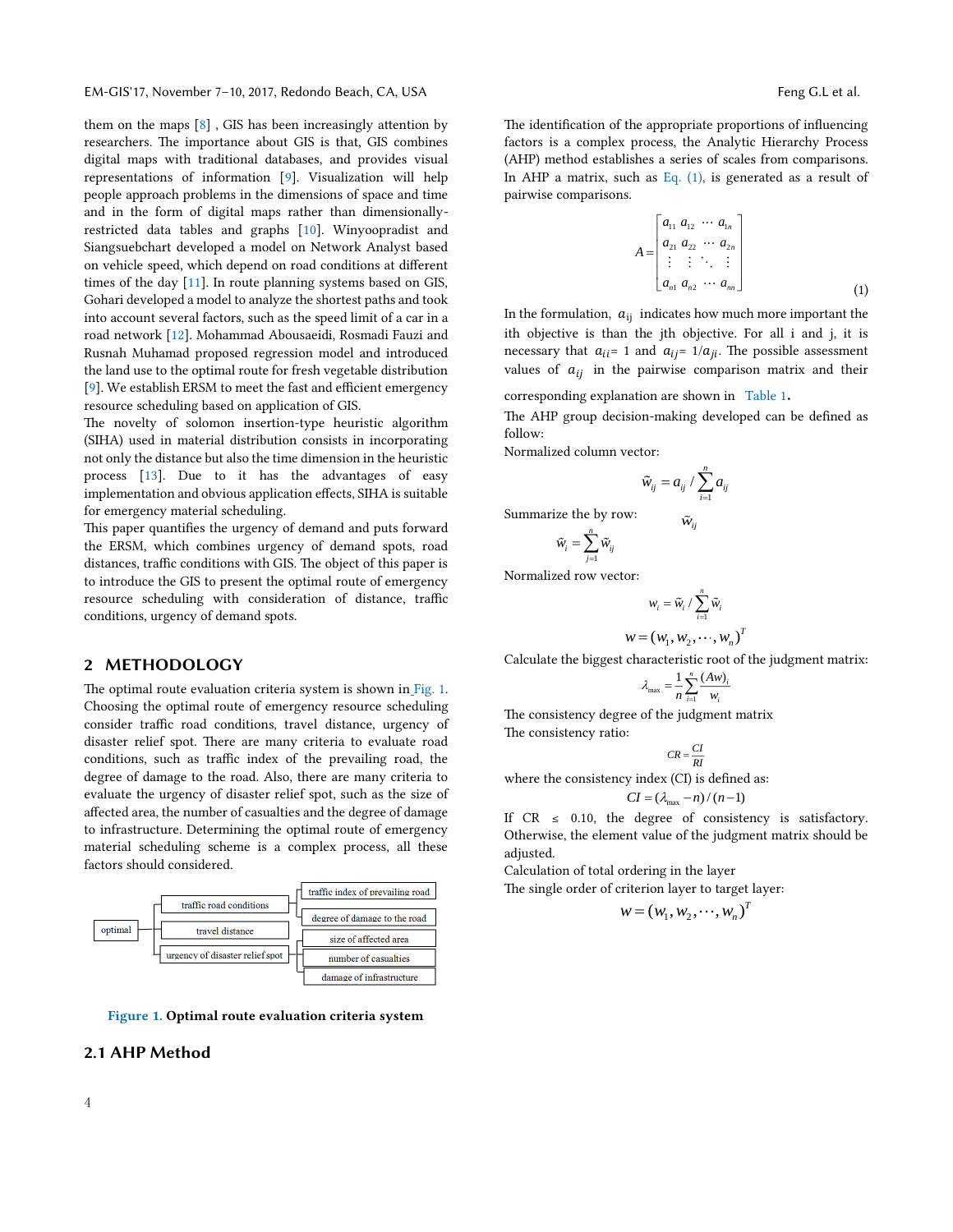them on the maps [8] , GIS has been increasingly attention by researchers. The importance about GIS is that, GIS combines digital maps with traditional databases, and provides visual representations of information [9]. Visualization will help people approach problems in the dimensions of space and time and in the form of digital maps rather than dimensionally-restricted data tables and graphs [10]. Winyoopradist and Siangsuebchart developed a model on Network Analyst based on vehicle speed, which depend on road conditions at different times of the day [11]. In route planning systems based on GIS, Gohari developed a model to analyze the shortest paths and took into account several factors, such as the speed limit of a car in a road network [12]. Mohammad Abousaeidi, Rosmadi Fauzi and Rusnah Muhamad proposed regression model and introduced the land use to the optimal route for fresh vegetable distribution [9]. We establish ERSM to meet the fast and efficient emergency resource scheduling based on application of GIS.

The novelty of solomon insertion-type heuristic algorithm (SIHA) used in material distribution consists in incorporating not only the distance but also the time dimension in the heuristic process [13]. Due to it has the advantages of easy implementation and obvious application effects, SIHA is suitable for emergency material scheduling.

This paper quantifies the urgency of demand and puts forward the ERSM, which combines urgency of demand spots, road distances, traffic conditions with GIS. The object of this paper is to introduce the GIS to present the optimal route of emergency resource scheduling with consideration of distance, traffic conditions, urgency of demand spots.

## 2 METHODOLOGY

The optimal route evaluation criteria system is shown in Fig. 1. Choosing the optimal route of emergency resource scheduling consider traffic road conditions, travel distance, urgency of disaster relief spot. There are many criteria to evaluate road conditions, such as traffic index of the prevailing road, the degree of damage to the road. Also, there are many criteria to evaluate the urgency of disaster relief spot, such as the size of affected area, the number of casualties and the degree of damage to infrastructure. Determining the optimal route of emergency material scheduling scheme is a complex process, all these factors should considered.

- optimal
  - traffic road conditions
    - traffic index of prevailing road
    - degree of damage to the road
  - travel distance
  - urgency of disaster relief spot
    - size of affected area
    - number of casualties
    - damage of infrastructure

**Figure 1. Optimal route evaluation criteria system**

### 2.1 AHP Method

The identification of the appropriate proportions of influencing factors is a complex process, the Analytic Hierarchy Process (AHP) method establishes a series of scales from comparisons. In AHP a matrix, such as Eq. (1), is generated as a result of pairwise comparisons.

$$A = \begin{bmatrix} a_{11} & a_{12} & \cdots & a_{1n} \\ a_{21} & a_{22} & \cdots & a_{2n} \\ \vdots & \vdots & \ddots & \vdots \\ a_{n1} & a_{n2} & \cdots & a_{nn} \end{bmatrix} \tag{1}$$

In the formulation, $a_{ij}$ indicates how much more important the ith objective is than the jth objective. For all i and j, it is necessary that $a_{ii}$= 1 and $a_{ij}$= $1/a_{ji}$. The possible assessment values of $a_{ij}$ in the pairwise comparison matrix and their corresponding explanation are shown in Table 1.

The AHP group decision-making developed can be defined as follow:

Normalized column vector:

$$\tilde{w}_{ij} = a_{ij} / \sum_{i=1}^{n} a_{ij}$$

Summarize the by row: $\tilde{w}_{ij}$

$$\tilde{w}_i = \sum_{j=1}^{n} \tilde{w}_{ij}$$

Normalized row vector:

$$w_i = \tilde{w}_i / \sum_{i=1}^{n} \tilde{w}_i$$

$$w = (w_1, w_2, \cdots, w_n)^T$$

Calculate the biggest characteristic root of the judgment matrix:

$$\lambda_{\max} = \frac{1}{n} \sum_{i=1}^{n} \frac{(Aw)_i}{w_i}$$

The consistency degree of the judgment matrix

The consistency ratio:

$$CR = \frac{CI}{RI}$$

where the consistency index (CI) is defined as:

$$CI = (\lambda_{\max} - n)/(n-1)$$

If CR ≤ 0.10, the degree of consistency is satisfactory. Otherwise, the element value of the judgment matrix should be adjusted.

Calculation of total ordering in the layer

The single order of criterion layer to target layer:

$$w = (w_1, w_2, \cdots, w_n)^T$$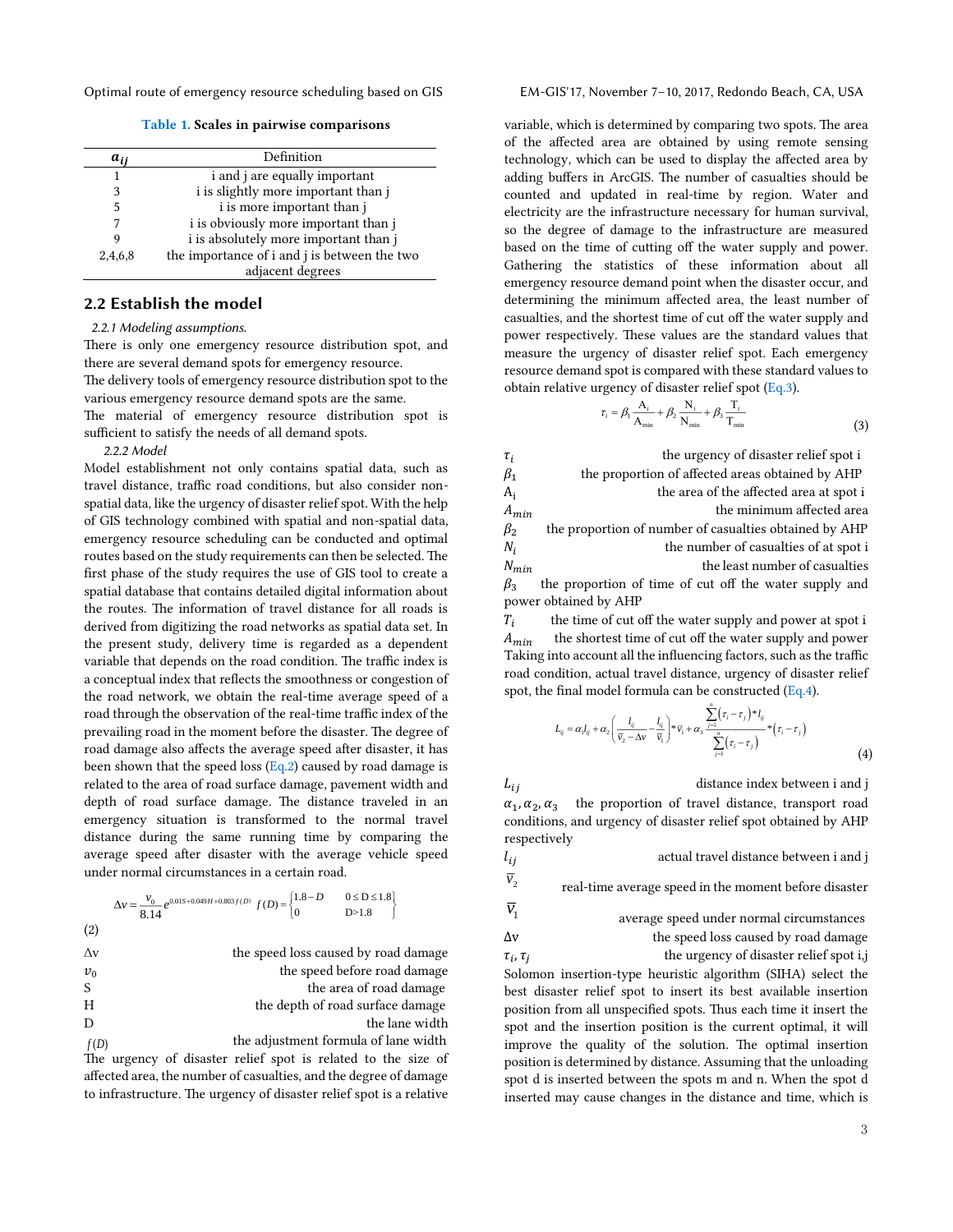**Table 1.** **Scales in pairwise comparisons**

| $a_{ij}$ | Definition |
|---|---|
| 1 | i and j are equally important |
| 3 | i is slightly more important than j |
| 5 | i is more important than j |
| 7 | i is obviously more important than j |
| 9 | i is absolutely more important than j |
| 2,4,6,8 | the importance of i and j is between the two adjacent degrees |

## 2.2 Establish the model

*2.2.1 Modeling assumptions.*

There is only one emergency resource distribution spot, and there are several demand spots for emergency resource.

The delivery tools of emergency resource distribution spot to the various emergency resource demand spots are the same.

The material of emergency resource distribution spot is sufficient to satisfy the needs of all demand spots.

*2.2.2 Model*

Model establishment not only contains spatial data, such as travel distance, traffic road conditions, but also consider non-spatial data, like the urgency of disaster relief spot. With the help of GIS technology combined with spatial and non-spatial data, emergency resource scheduling can be conducted and optimal routes based on the study requirements can then be selected. The first phase of the study requires the use of GIS tool to create a spatial database that contains detailed digital information about the routes. The information of travel distance for all roads is derived from digitizing the road networks as spatial data set. In the present study, delivery time is regarded as a dependent variable that depends on the road condition. The traffic index is a conceptual index that reflects the smoothness or congestion of the road network, we obtain the real-time average speed of a road through the observation of the real-time traffic index of the prevailing road in the moment before the disaster. The degree of road damage also affects the average speed after disaster, it has been shown that the speed loss (Eq.2) caused by road damage is related to the area of road surface damage, pavement width and depth of road surface damage. The distance traveled in an emergency situation is transformed to the normal travel distance during the same running time by comparing the average speed after disaster with the average vehicle speed under normal circumstances in a certain road.

$$\Delta v = \frac{v_0}{8.14} e^{0.01S + 0.049H + 0.803 f(D)} \quad f(D) = \begin{cases} 1.8 - D & 0 \le D \le 1.8 \\ 0 & D > 1.8 \end{cases} \tag{2}$$

$\Delta v$ the speed loss caused by road damage

$v_0$ the speed before road damage

S the area of road damage

H the depth of road surface damage

D the lane width

$f(D)$ the adjustment formula of lane width

The urgency of disaster relief spot is related to the size of affected area, the number of casualties, and the degree of damage to infrastructure. The urgency of disaster relief spot is a relative variable, which is determined by comparing two spots. The area of the affected area are obtained by using remote sensing technology, which can be used to display the affected area by adding buffers in ArcGIS. The number of casualties should be counted and updated in real-time by region. Water and electricity are the infrastructure necessary for human survival, so the degree of damage to the infrastructure are measured based on the time of cutting off the water supply and power. Gathering the statistics of these information about all emergency resource demand point when the disaster occur, and determining the minimum affected area, the least number of casualties, and the shortest time of cut off the water supply and power respectively. These values are the standard values that measure the urgency of disaster relief spot. Each emergency resource demand spot is compared with these standard values to obtain relative urgency of disaster relief spot (Eq.3).

$$\tau_i = \beta_1 \frac{A_i}{A_{min}} + \beta_2 \frac{N_i}{N_{min}} + \beta_3 \frac{T_i}{T_{min}} \tag{3}$$

$\tau_i$ the urgency of disaster relief spot i

$\beta_1$ the proportion of affected areas obtained by AHP

$A_i$ the area of the affected area at spot i

$A_{min}$ the minimum affected area

$\beta_2$ the proportion of number of casualties obtained by AHP

$N_i$ the number of casualties of at spot i

$N_{min}$ the least number of casualties

$\beta_3$ the proportion of time of cut off the water supply and power obtained by AHP

$T_i$ the time of cut off the water supply and power at spot i

$A_{min}$ the shortest time of cut off the water supply and power

Taking into account all the influencing factors, such as the traffic road condition, actual travel distance, urgency of disaster relief spot, the final model formula can be constructed (Eq.4).

$$L_{ij} = \alpha_1 l_{ij} + \alpha_2 \left( \frac{l_{ij}}{\overline{v}_2 - \Delta v} - \frac{l_{ij}}{\overline{v}_1} \right) * \overline{v}_1 + \alpha_3 \frac{\sum_{j=1}^{n} (\tau_i - \tau_j) * l_{ij}}{\sum_{j=1}^{n} (\tau_i - \tau_j)} * (\tau_i - \tau_j) \tag{4}$$

$L_{ij}$ distance index between i and j

$\alpha_1, \alpha_2, \alpha_3$ the proportion of travel distance, transport road conditions, and urgency of disaster relief spot obtained by AHP respectively

$l_{ij}$ actual travel distance between i and j

$\overline{v}_2$ real-time average speed in the moment before disaster

$\overline{v}_1$ average speed under normal circumstances

$\Delta v$ the speed loss caused by road damage

$\tau_i, \tau_j$ the urgency of disaster relief spot i,j

Solomon insertion-type heuristic algorithm (SIHA) select the best disaster relief spot to insert its best available insertion position from all unspecified spots. Thus each time it insert the spot and the insertion position is the current optimal, it will improve the quality of the solution. The optimal insertion position is determined by distance. Assuming that the unloading spot d is inserted between the spots m and n. When the spot d inserted may cause changes in the distance and time, which is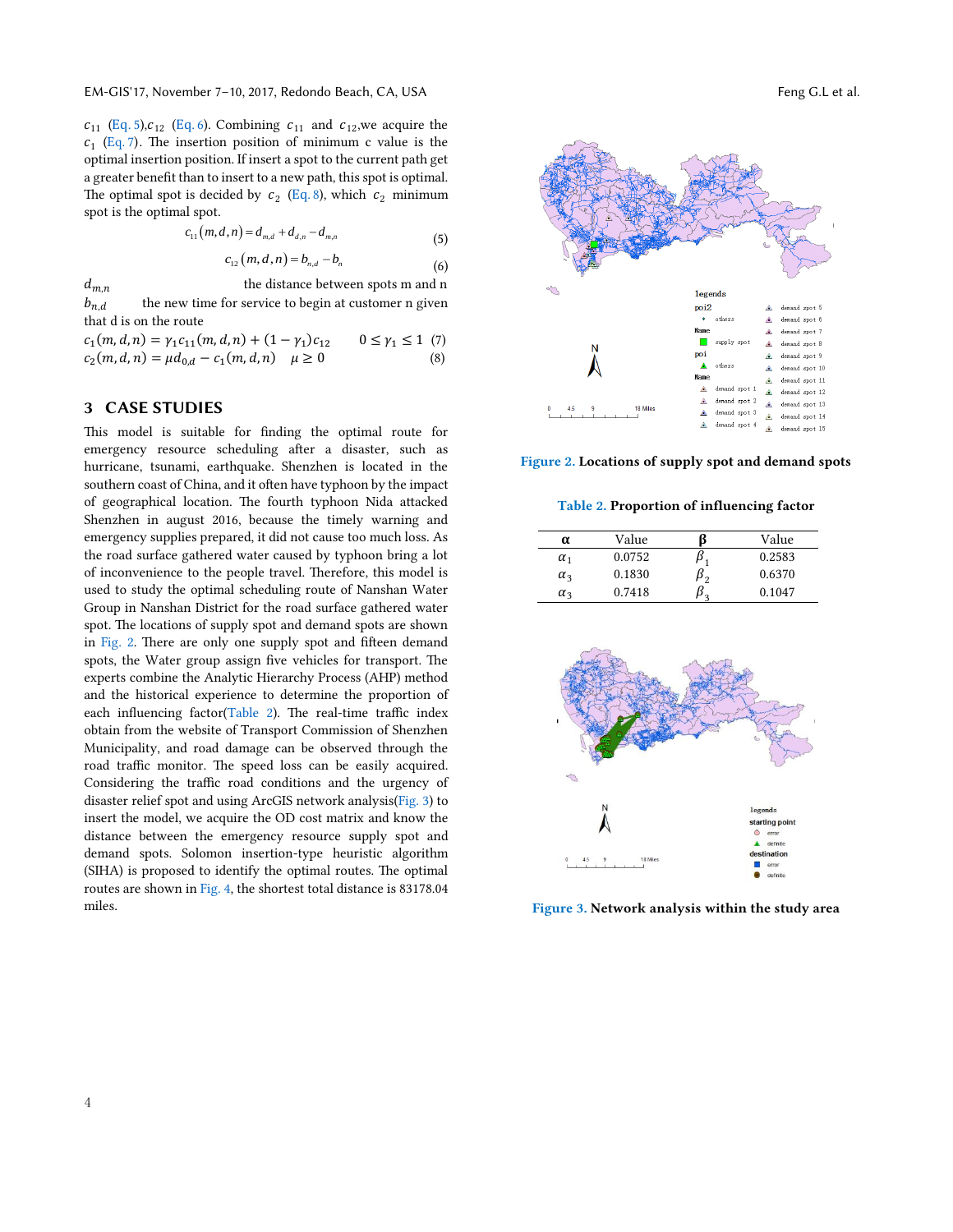$c_{11}$ (Eq. 5),$c_{12}$ (Eq. 6). Combining $c_{11}$ and $c_{12}$,we acquire the $c_1$ (Eq. 7). The insertion position of minimum c value is the optimal insertion position. If insert a spot to the current path get a greater benefit than to insert to a new path, this spot is optimal. The optimal spot is decided by $c_2$ (Eq. 8), which $c_2$ minimum spot is the optimal spot.

$$c_{11}(m,d,n) = d_{m,d} + d_{d,n} - d_{m,n} \tag{5}$$

$$c_{12}(m,d,n) = b_{n,d} - b_n \tag{6}$$

$d_{m,n}$ the distance between spots m and n

$b_{n,d}$ the new time for service to begin at customer n given that d is on the route

$$c_1(m,d,n) = \gamma_1 c_{11}(m,d,n) + (1-\gamma_1)c_{12} \quad 0 \le \gamma_1 \le 1 \tag{7}$$

$$c_2(m,d,n) = \mu d_{0,d} - c_1(m,d,n) \quad \mu \ge 0 \tag{8}$$

## 3 CASE STUDIES

This model is suitable for finding the optimal route for emergency resource scheduling after a disaster, such as hurricane, tsunami, earthquake. Shenzhen is located in the southern coast of China, and it often have typhoon by the impact of geographical location. The fourth typhoon Nida attacked Shenzhen in august 2016, because the timely warning and emergency supplies prepared, it did not cause too much loss. As the road surface gathered water caused by typhoon bring a lot of inconvenience to the people travel. Therefore, this model is used to study the optimal scheduling route of Nanshan Water Group in Nanshan District for the road surface gathered water spot. The locations of supply spot and demand spots are shown in Fig. 2. There are only one supply spot and fifteen demand spots, the Water group assign five vehicles for transport. The experts combine the Analytic Hierarchy Process (AHP) method and the historical experience to determine the proportion of each influencing factor(Table 2). The real-time traffic index obtain from the website of Transport Commission of Shenzhen Municipality, and road damage can be observed through the road traffic monitor. The speed loss can be easily acquired. Considering the traffic road conditions and the urgency of disaster relief spot and using ArcGIS network analysis(Fig. 3) to insert the model, we acquire the OD cost matrix and know the distance between the emergency resource supply spot and demand spots. Solomon insertion-type heuristic algorithm (SIHA) is proposed to identify the optimal routes. The optimal routes are shown in Fig. 4, the shortest total distance is 83178.04 miles.

Figure 2. Locations of supply spot and demand spots

Table 2. Proportion of influencing factor

| α | Value | β | Value |
|---|---|---|---|
| $\alpha_1$ | 0.0752 | $\beta_1$ | 0.2583 |
| $\alpha_3$ | 0.1830 | $\beta_2$ | 0.6370 |
| $\alpha_3$ | 0.7418 | $\beta_3$ | 0.1047 |

Figure 3. Network analysis within the study area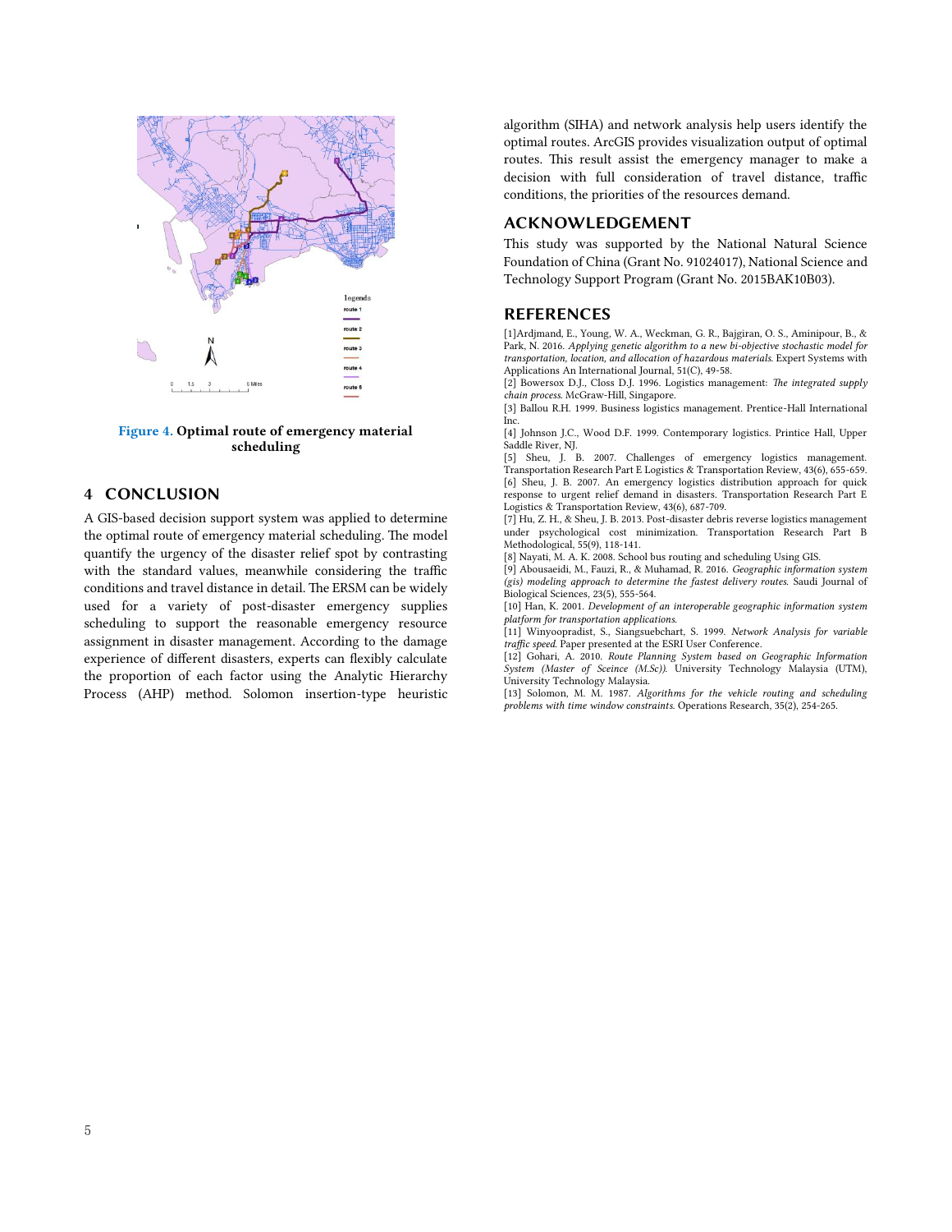legends

route 1

route 2

route 3

route 4

route 5

N

0 1.5 3 6 Miles

**Figure 4. Optimal route of emergency material scheduling**

## 4 CONCLUSION

A GIS-based decision support system was applied to determine the optimal route of emergency material scheduling. The model quantify the urgency of the disaster relief spot by contrasting with the standard values, meanwhile considering the traffic conditions and travel distance in detail. The ERSM can be widely used for a variety of post-disaster emergency supplies scheduling to support the reasonable emergency resource assignment in disaster management. According to the damage experience of different disasters, experts can flexibly calculate the proportion of each factor using the Analytic Hierarchy Process (AHP) method. Solomon insertion-type heuristic algorithm (SIHA) and network analysis help users identify the optimal routes. ArcGIS provides visualization output of optimal routes. This result assist the emergency manager to make a decision with full consideration of travel distance, traffic conditions, the priorities of the resources demand.

## ACKNOWLEDGEMENT

This study was supported by the National Natural Science Foundation of China (Grant No. 91024017), National Science and Technology Support Program (Grant No. 2015BAK10B03).

## REFERENCES

[1]Ardjmand, E., Young, W. A., Weckman, G. R., Bajgiran, O. S., Aminipour, B., & Park, N. 2016. *Applying genetic algorithm to a new bi-objective stochastic model for transportation, location, and allocation of hazardous materials.* Expert Systems with Applications An International Journal, 51(C), 49-58.

[2] Bowersox D.J., Closs D.J. 1996. Logistics management: *The integrated supply chain process.* McGraw-Hill, Singapore.

[3] Ballou R.H. 1999. Business logistics management. Prentice-Hall International Inc.

[4] Johnson J.C., Wood D.F. 1999. Contemporary logistics. Printice Hall, Upper Saddle River, NJ.

[5] Sheu, J. B. 2007. Challenges of emergency logistics management. Transportation Research Part E Logistics & Transportation Review, 43(6), 655-659.

[6] Sheu, J. B. 2007. An emergency logistics distribution approach for quick response to urgent relief demand in disasters. Transportation Research Part E Logistics & Transportation Review, 43(6), 687-709.

[7] Hu, Z. H., & Sheu, J. B. 2013. Post-disaster debris reverse logistics management under psychological cost minimization. Transportation Research Part B Methodological, 55(9), 118-141.

[8] Nayati, M. A. K. 2008. School bus routing and scheduling Using GIS.

[9] Abousaeidi, M., Fauzi, R., & Muhamad, R. 2016. *Geographic information system (gis) modeling approach to determine the fastest delivery routes.* Saudi Journal of Biological Sciences, 23(5), 555-564.

[10] Han, K. 2001. *Development of an interoperable geographic information system platform for transportation applications.*

[11] Winyoopradist, S., Siangsuebchart, S. 1999. *Network Analysis for variable traffic speed.* Paper presented at the ESRI User Conference.

[12] Gohari, A. 2010. *Route Planning System based on Geographic Information System (Master of Sceince (M.Sc)).* University Technology Malaysia (UTM), University Technology Malaysia.

[13] Solomon, M. M. 1987. *Algorithms for the vehicle routing and scheduling problems with time window constraints.* Operations Research, 35(2), 254-265.